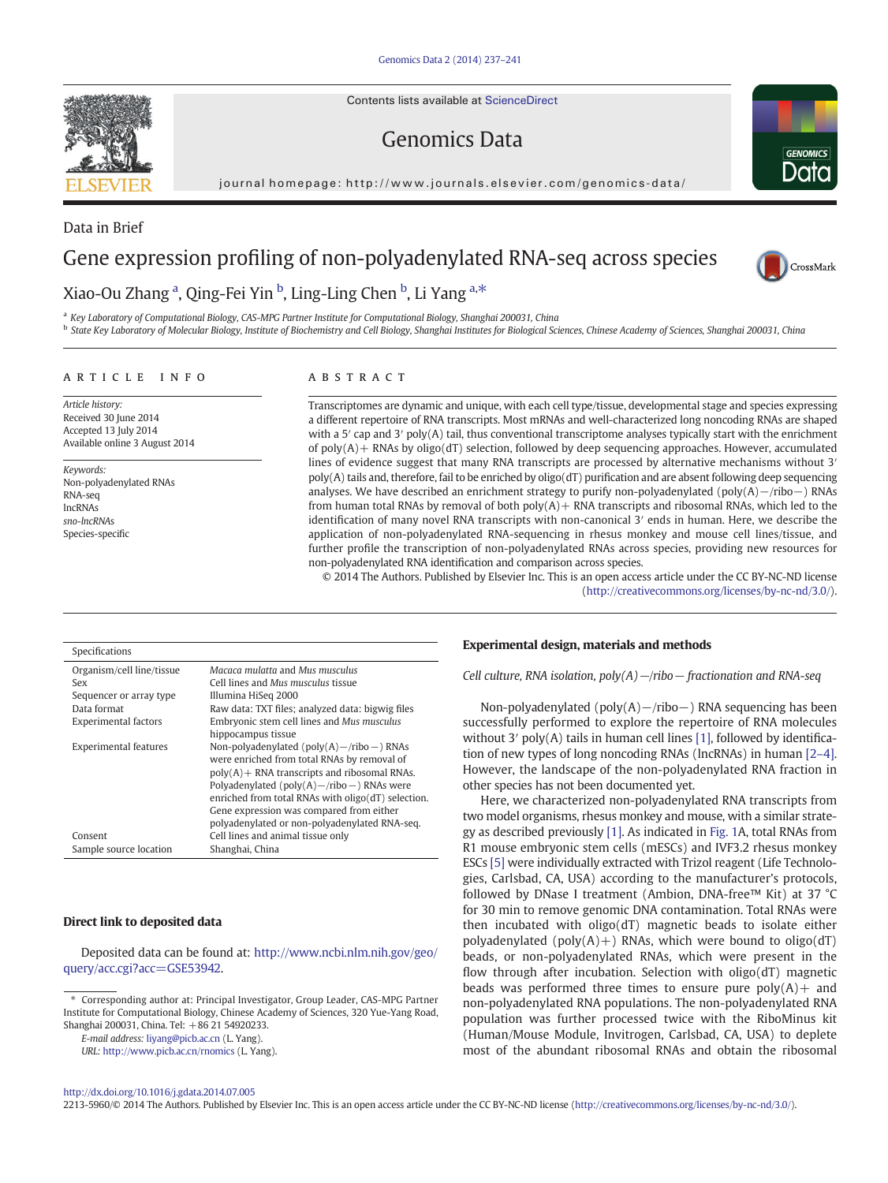Contents lists available at ScienceDirect

Genomics Data

journal homepage: http://www.journals.elsevier.com/genomics-data/

Data in Brief

# Gene expression profiling of non-polyadenylated RNA-seq across species

Xiao-Ou Zhang [a], Qing-Fei Yin [b], Ling-Ling Chen [b], Li Yang [a,*]

[a] Key Laboratory of Computational Biology, CAS-MPG Partner Institute for Computational Biology, Shanghai 200031, China

[b] State Key Laboratory of Molecular Biology, Institute of Biochemistry and Cell Biology, Shanghai Institutes for Biological Sciences, Chinese Academy of Sciences, Shanghai 200031, China

## ARTICLE INFO

*Article history:*
Received 30 June 2014
Accepted 13 July 2014
Available online 3 August 2014

*Keywords:*
Non-polyadenylated RNAs
RNA-seq
lncRNAs
*sno-lncRNAs*
Species-specific

## ABSTRACT

Transcriptomes are dynamic and unique, with each cell type/tissue, developmental stage and species expressing a different repertoire of RNA transcripts. Most mRNAs and well-characterized long noncoding RNAs are shaped with a 5′ cap and 3′ poly(A) tail, thus conventional transcriptome analyses typically start with the enrichment of poly(A)+ RNAs by oligo(dT) selection, followed by deep sequencing approaches. However, accumulated lines of evidence suggest that many RNA transcripts are processed by alternative mechanisms without 3′ poly(A) tails and, therefore, fail to be enriched by oligo(dT) purification and are absent following deep sequencing analyses. We have described an enrichment strategy to purify non-polyadenylated (poly(A)−/ribo−) RNAs from human total RNAs by removal of both poly(A)+ RNA transcripts and ribosomal RNAs, which led to the identification of many novel RNA transcripts with non-canonical 3′ ends in human. Here, we describe the application of non-polyadenylated RNA-sequencing in rhesus monkey and mouse cell lines/tissue, and further profile the transcription of non-polyadenylated RNAs across species, providing new resources for non-polyadenylated RNA identification and comparison across species.

© 2014 The Authors. Published by Elsevier Inc. This is an open access article under the CC BY-NC-ND license (http://creativecommons.org/licenses/by-nc-nd/3.0/).

| Specifications | |
|---|---|
| Organism/cell line/tissue | *Macaca mulatta* and *Mus musculus* |
| Sex | Cell lines and *Mus musculus* tissue |
| Sequencer or array type | Illumina HiSeq 2000 |
| Data format | Raw data: TXT files; analyzed data: bigwig files |
| Experimental factors | Embryonic stem cell lines and *Mus musculus* hippocampus tissue |
| Experimental features | Non-polyadenylated (poly(A)−/ribo−) RNAs were enriched from total RNAs by removal of poly(A)+ RNA transcripts and ribosomal RNAs. Polyadenylated (poly(A)−/ribo−) RNAs were enriched from total RNAs with oligo(dT) selection. Gene expression was compared from either polyadenylated or non-polyadenylated RNA-seq. |
| Consent | Cell lines and animal tissue only |
| Sample source location | Shanghai, China |

### Direct link to deposited data

Deposited data can be found at: http://www.ncbi.nlm.nih.gov/geo/query/acc.cgi?acc=GSE53942.

### Experimental design, materials and methods

*Cell culture, RNA isolation, poly(A)−/ribo− fractionation and RNA-seq*

Non-polyadenylated (poly(A)−/ribo−) RNA sequencing has been successfully performed to explore the repertoire of RNA molecules without 3′ poly(A) tails in human cell lines [1], followed by identification of new types of long noncoding RNAs (lncRNAs) in human [2–4]. However, the landscape of the non-polyadenylated RNA fraction in other species has not been documented yet.

Here, we characterized non-polyadenylated RNA transcripts from two model organisms, rhesus monkey and mouse, with a similar strategy as described previously [1]. As indicated in Fig. 1A, total RNAs from R1 mouse embryonic stem cells (mESCs) and IVF3.2 rhesus monkey ESCs [5] were individually extracted with Trizol reagent (Life Technologies, Carlsbad, CA, USA) according to the manufacturer's protocols, followed by DNase I treatment (Ambion, DNA-free™ Kit) at 37 °C for 30 min to remove genomic DNA contamination. Total RNAs were then incubated with oligo(dT) magnetic beads to isolate either polyadenylated (poly(A)+) RNAs, which were bound to oligo(dT) beads, or non-polyadenylated RNAs, which were present in the flow through after incubation. Selection with oligo(dT) magnetic beads was performed three times to ensure pure poly(A)+ and non-polyadenylated RNA populations. The non-polyadenylated RNA population was further processed twice with the RiboMinus kit (Human/Mouse Module, Invitrogen, Carlsbad, CA, USA) to deplete most of the abundant ribosomal RNAs and obtain the ribosomal

\* Corresponding author at: Principal Investigator, Group Leader, CAS-MPG Partner Institute for Computational Biology, Chinese Academy of Sciences, 320 Yue-Yang Road, Shanghai 200031, China. Tel: +86 21 54920233.
E-mail address: liyang@picb.ac.cn (L. Yang).
URL: http://www.picb.ac.cn/rnomics (L. Yang).

http://dx.doi.org/10.1016/j.gdata.2014.07.005
2213-5960/© 2014 The Authors. Published by Elsevier Inc. This is an open access article under the CC BY-NC-ND license (http://creativecommons.org/licenses/by-nc-nd/3.0/).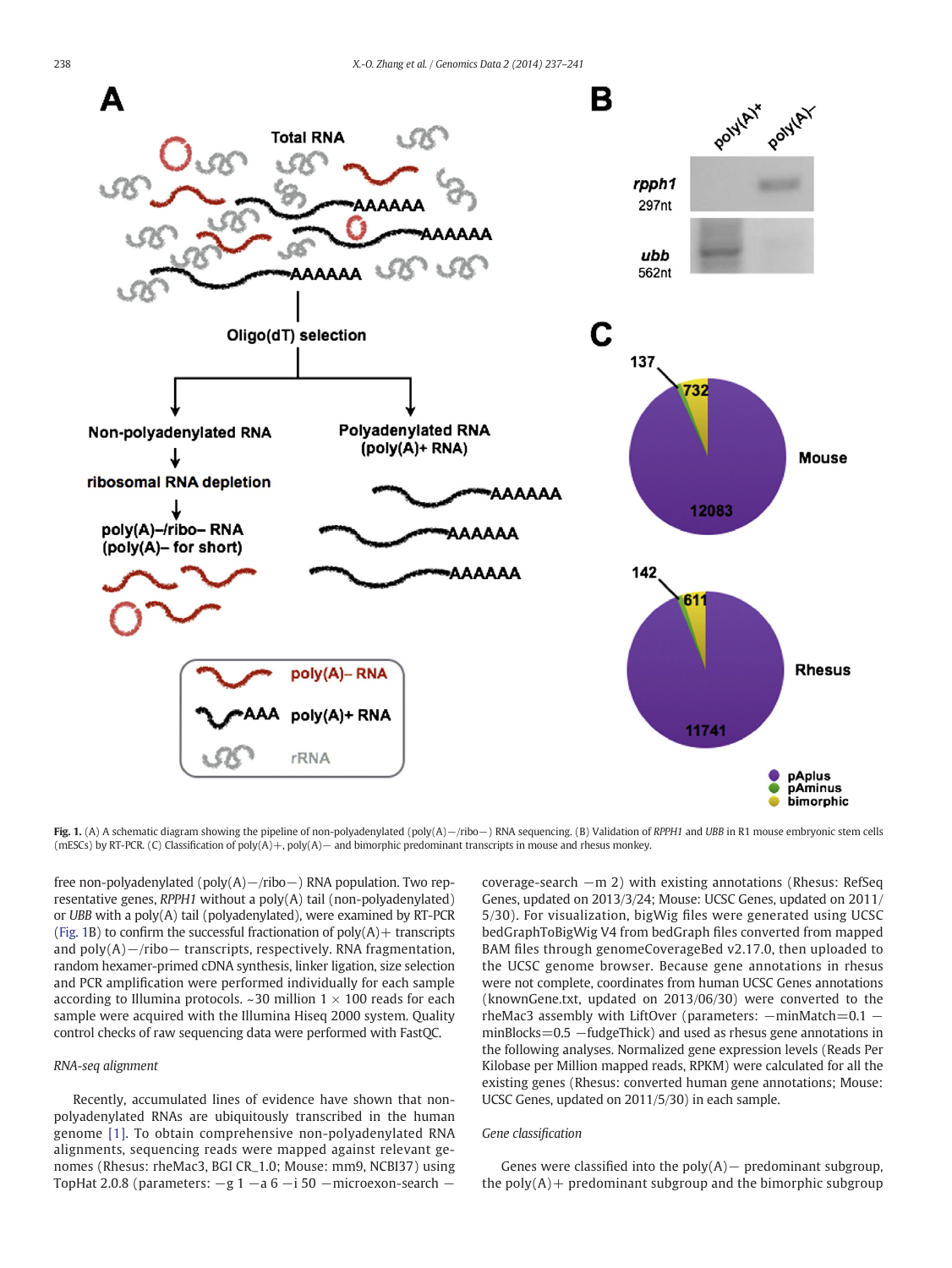Fig. 1. (A) A schematic diagram showing the pipeline of non-polyadenylated (poly(A)−/ribo−) RNA sequencing. (B) Validation of *RPPH1* and *UBB* in R1 mouse embryonic stem cells (mESCs) by RT-PCR. (C) Classification of poly(A)+, poly(A)− and bimorphic predominant transcripts in mouse and rhesus monkey.

free non-polyadenylated (poly(A)−/ribo−) RNA population. Two representative genes, *RPPH1* without a poly(A) tail (non-polyadenylated) or *UBB* with a poly(A) tail (polyadenylated), were examined by RT-PCR (Fig. 1B) to confirm the successful fractionation of poly(A)+ transcripts and poly(A)−/ribo− transcripts, respectively. RNA fragmentation, random hexamer-primed cDNA synthesis, linker ligation, size selection and PCR amplification were performed individually for each sample according to Illumina protocols. ~30 million 1 × 100 reads for each sample were acquired with the Illumina Hiseq 2000 system. Quality control checks of raw sequencing data were performed with FastQC.

*RNA-seq alignment*

Recently, accumulated lines of evidence have shown that non-polyadenylated RNAs are ubiquitously transcribed in the human genome [1]. To obtain comprehensive non-polyadenylated RNA alignments, sequencing reads were mapped against relevant genomes (Rhesus: rheMac3, BGI CR_1.0; Mouse: mm9, NCBI37) using TopHat 2.0.8 (parameters: −g 1 −a 6 −i 50 −microexon-search −coverage-search −m 2) with existing annotations (Rhesus: RefSeq Genes, updated on 2013/3/24; Mouse: UCSC Genes, updated on 2011/5/30). For visualization, bigWig files were generated using UCSC bedGraphToBigWig V4 from bedGraph files converted from mapped BAM files through genomeCoverageBed v2.17.0, then uploaded to the UCSC genome browser. Because gene annotations in rhesus were not complete, coordinates from human UCSC Genes annotations (knownGene.txt, updated on 2013/06/30) were converted to the rheMac3 assembly with LiftOver (parameters: −minMatch=0.1 −minBlocks=0.5 −fudgeThick) and used as rhesus gene annotations in the following analyses. Normalized gene expression levels (Reads Per Kilobase per Million mapped reads, RPKM) were calculated for all the existing genes (Rhesus: converted human gene annotations; Mouse: UCSC Genes, updated on 2011/5/30) in each sample.

*Gene classification*

Genes were classified into the poly(A)− predominant subgroup, the poly(A)+ predominant subgroup and the bimorphic subgroup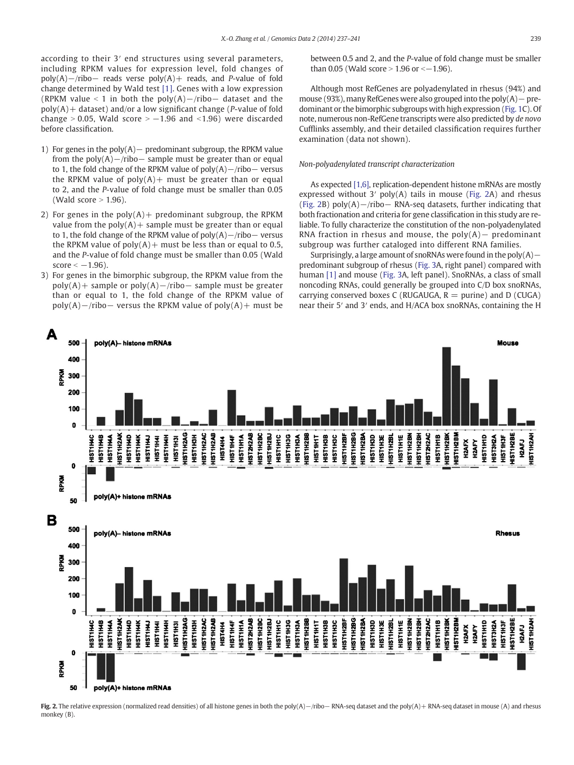according to their 3′ end structures using several parameters, including RPKM values for expression level, fold changes of poly(A)−/ribo− reads verse poly(A)+ reads, and *P*-value of fold change determined by Wald test [1]. Genes with a low expression (RPKM value < 1 in both the poly(A)−/ribo− dataset and the poly(A)+ dataset) and/or a low significant change (*P*-value of fold change > 0.05, Wald score > −1.96 and <1.96) were discarded before classification.

1) For genes in the poly(A)− predominant subgroup, the RPKM value from the poly(A)−/ribo− sample must be greater than or equal to 1, the fold change of the RPKM value of poly(A)−/ribo− versus the RPKM value of poly(A)+ must be greater than or equal to 2, and the *P*-value of fold change must be smaller than 0.05 (Wald score > 1.96).
2) For genes in the poly(A)+ predominant subgroup, the RPKM value from the poly(A)+ sample must be greater than or equal to 1, the fold change of the RPKM value of poly(A)−/ribo− versus the RPKM value of poly(A)+ must be less than or equal to 0.5, and the *P*-value of fold change must be smaller than 0.05 (Wald score < −1.96).
3) For genes in the bimorphic subgroup, the RPKM value from the poly(A)+ sample or poly(A)−/ribo− sample must be greater than or equal to 1, the fold change of the RPKM value of poly(A)−/ribo− versus the RPKM value of poly(A)+ must be between 0.5 and 2, and the *P*-value of fold change must be smaller than 0.05 (Wald score > 1.96 or <−1.96).

Although most RefGenes are polyadenylated in rhesus (94%) and mouse (93%), many RefGenes were also grouped into the poly(A)− predominant or the bimorphic subgroups with high expression (Fig. 1C). Of note, numerous non-RefGene transcripts were also predicted by *de novo* Cufflinks assembly, and their detailed classification requires further examination (data not shown).

### Non-polyadenylated transcript characterization

As expected [1,6], replication-dependent histone mRNAs are mostly expressed without 3′ poly(A) tails in mouse (Fig. 2A) and rhesus (Fig. 2B) poly(A)−/ribo− RNA-seq datasets, further indicating that both fractionation and criteria for gene classification in this study are reliable. To fully characterize the constitution of the non-polyadenylated RNA fraction in rhesus and mouse, the poly(A)− predominant subgroup was further cataloged into different RNA families.

Surprisingly, a large amount of snoRNAs were found in the poly(A)− predominant subgroup of rhesus (Fig. 3A, right panel) compared with human [1] and mouse (Fig. 3A, left panel). SnoRNAs, a class of small noncoding RNAs, could generally be grouped into C/D box snoRNAs, carrying conserved boxes C (RUGAUGA, R = purine) and D (CUGA) near their 5′ and 3′ ends, and H/ACA box snoRNAs, containing the H

**Fig. 2.** The relative expression (normalized read densities) of all histone genes in both the poly(A)−/ribo− RNA-seq dataset and the poly(A)+ RNA-seq dataset in mouse (A) and rhesus monkey (B).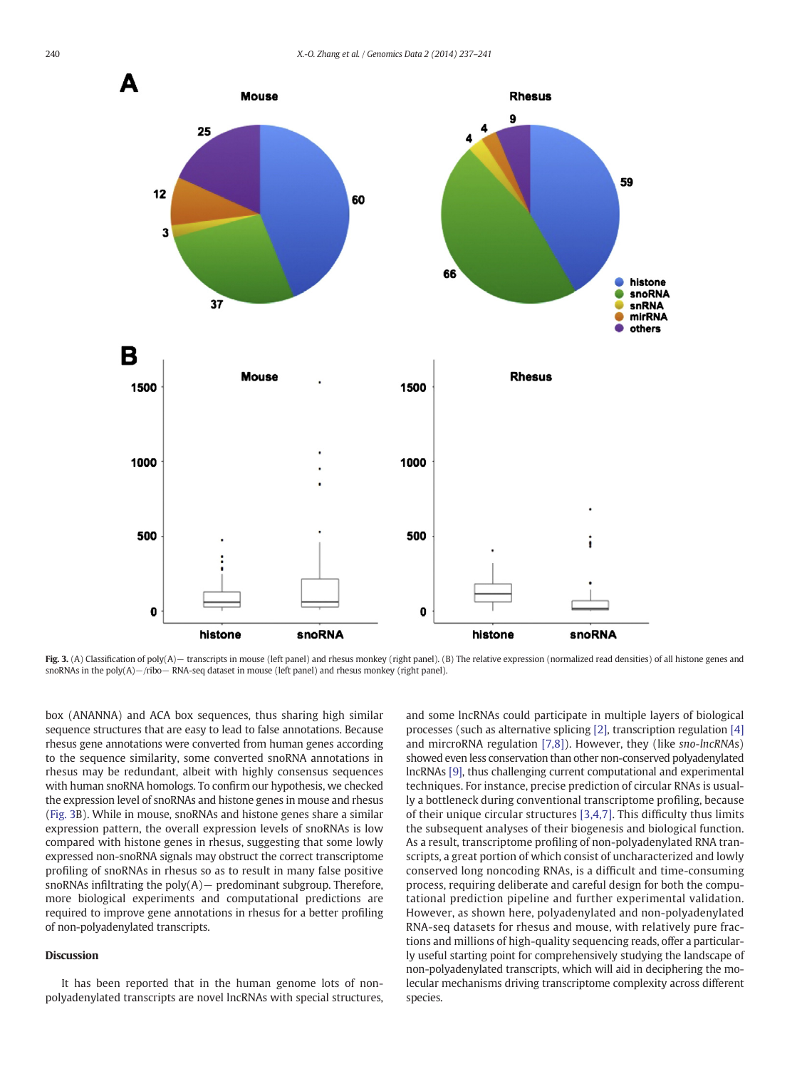**Fig. 3.** (A) Classification of poly(A)− transcripts in mouse (left panel) and rhesus monkey (right panel). (B) The relative expression (normalized read densities) of all histone genes and snoRNAs in the poly(A)−/ribo− RNA-seq dataset in mouse (left panel) and rhesus monkey (right panel).

box (ANANNA) and ACA box sequences, thus sharing high similar sequence structures that are easy to lead to false annotations. Because rhesus gene annotations were converted from human genes according to the sequence similarity, some converted snoRNA annotations in rhesus may be redundant, albeit with highly consensus sequences with human snoRNA homologs. To confirm our hypothesis, we checked the expression level of snoRNAs and histone genes in mouse and rhesus (Fig. 3B). While in mouse, snoRNAs and histone genes share a similar expression pattern, the overall expression levels of snoRNAs is low compared with histone genes in rhesus, suggesting that some lowly expressed non-snoRNA signals may obstruct the correct transcriptome profiling of snoRNAs in rhesus so as to result in many false positive snoRNAs infiltrating the poly(A)− predominant subgroup. Therefore, more biological experiments and computational predictions are required to improve gene annotations in rhesus for a better profiling of non-polyadenylated transcripts.

## Discussion

It has been reported that in the human genome lots of non-polyadenylated transcripts are novel lncRNAs with special structures, and some lncRNAs could participate in multiple layers of biological processes (such as alternative splicing [2], transcription regulation [4] and mircroRNA regulation [7,8]). However, they (like *sno-lncRNAs*) showed even less conservation than other non-conserved polyadenylated lncRNAs [9], thus challenging current computational and experimental techniques. For instance, precise prediction of circular RNAs is usually a bottleneck during conventional transcriptome profiling, because of their unique circular structures [3,4,7]. This difficulty thus limits the subsequent analyses of their biogenesis and biological function. As a result, transcriptome profiling of non-polyadenylated RNA transcripts, a great portion of which consist of uncharacterized and lowly conserved long noncoding RNAs, is a difficult and time-consuming process, requiring deliberate and careful design for both the computational prediction pipeline and further experimental validation. However, as shown here, polyadenylated and non-polyadenylated RNA-seq datasets for rhesus and mouse, with relatively pure fractions and millions of high-quality sequencing reads, offer a particularly useful starting point for comprehensively studying the landscape of non-polyadenylated transcripts, which will aid in deciphering the molecular mechanisms driving transcriptome complexity across different species.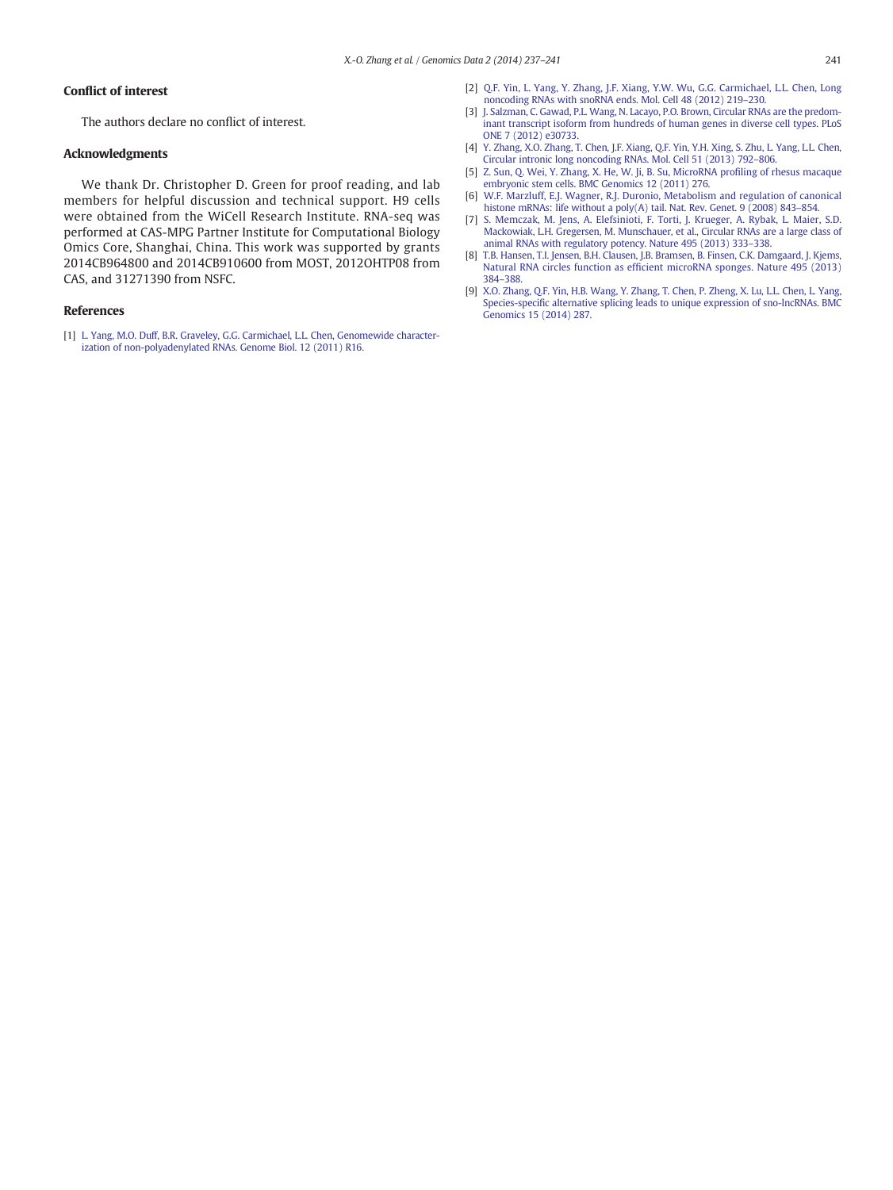## Conflict of interest

The authors declare no conflict of interest.

## Acknowledgments

We thank Dr. Christopher D. Green for proof reading, and lab members for helpful discussion and technical support. H9 cells were obtained from the WiCell Research Institute. RNA-seq was performed at CAS-MPG Partner Institute for Computational Biology Omics Core, Shanghai, China. This work was supported by grants 2014CB964800 and 2014CB910600 from MOST, 2012OHTP08 from CAS, and 31271390 from NSFC.

## References

[1] L. Yang, M.O. Duff, B.R. Graveley, G.G. Carmichael, L.L. Chen, Genomewide characterization of non-polyadenylated RNAs. Genome Biol. 12 (2011) R16.

[2] Q.F. Yin, L. Yang, Y. Zhang, J.F. Xiang, Y.W. Wu, G.G. Carmichael, L.L. Chen, Long noncoding RNAs with snoRNA ends. Mol. Cell 48 (2012) 219–230.

[3] J. Salzman, C. Gawad, P.L. Wang, N. Lacayo, P.O. Brown, Circular RNAs are the predominant transcript isoform from hundreds of human genes in diverse cell types. PLoS ONE 7 (2012) e30733.

[4] Y. Zhang, X.O. Zhang, T. Chen, J.F. Xiang, Q.F. Yin, Y.H. Xing, S. Zhu, L. Yang, L.L. Chen, Circular intronic long noncoding RNAs. Mol. Cell 51 (2013) 792–806.

[5] Z. Sun, Q. Wei, Y. Zhang, X. He, W. Ji, B. Su, MicroRNA profiling of rhesus macaque embryonic stem cells. BMC Genomics 12 (2011) 276.

[6] W.F. Marzluff, E.J. Wagner, R.J. Duronio, Metabolism and regulation of canonical histone mRNAs: life without a poly(A) tail. Nat. Rev. Genet. 9 (2008) 843–854.

[7] S. Memczak, M. Jens, A. Elefsinioti, F. Torti, J. Krueger, A. Rybak, L. Maier, S.D. Mackowiak, L.H. Gregersen, M. Munschauer, et al., Circular RNAs are a large class of animal RNAs with regulatory potency. Nature 495 (2013) 333–338.

[8] T.B. Hansen, T.I. Jensen, B.H. Clausen, J.B. Bramsen, B. Finsen, C.K. Damgaard, J. Kjems, Natural RNA circles function as efficient microRNA sponges. Nature 495 (2013) 384–388.

[9] X.O. Zhang, Q.F. Yin, H.B. Wang, Y. Zhang, T. Chen, P. Zheng, X. Lu, L.L. Chen, L. Yang, Species-specific alternative splicing leads to unique expression of sno-lncRNAs. BMC Genomics 15 (2014) 287.